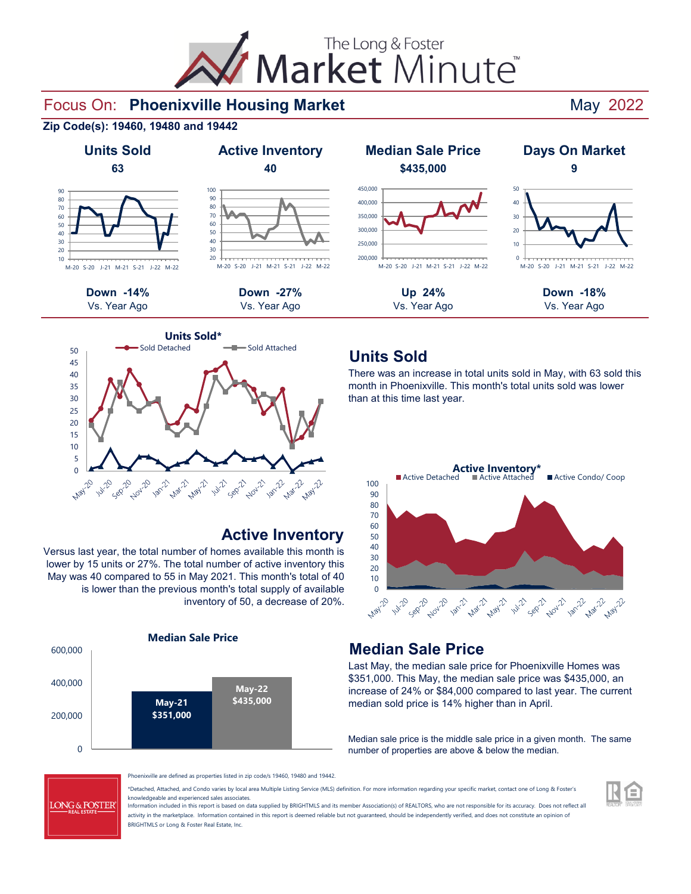# The Long & Foster Market Minute™

## Focus On: Phoenixville Housing Market — May 2022

**Zip Code(s): 19460, 19480 and 19442**

| Units Sold | Active Inventory | Median Sale Price | Days On Market |
|---|---|---|---|
| **63** | **40** | **$435,000** | **9** |
| **Down -14%** Vs. Year Ago | **Down -27%** Vs. Year Ago | **Up 24%** Vs. Year Ago | **Down -18%** Vs. Year Ago |

## Units Sold

There was an increase in total units sold in May, with 63 sold this month in Phoenixville. This month's total units sold was lower than at this time last year.

## Active Inventory

Versus last year, the total number of homes available this month is lower by 15 units or 27%. The total number of active inventory this May was 40 compared to 55 in May 2021. This month's total of 40 is lower than the previous month's total supply of available inventory of 50, a decrease of 20%.

## Median Sale Price

| | Median Sale Price |
|---|---|
| May-21 | $351,000 |
| May-22 | $435,000 |

Last May, the median sale price for Phoenixville Homes was $351,000. This May, the median sale price was $435,000, an increase of 24% or $84,000 compared to last year. The current median sold price is 14% higher than in April.

Median sale price is the middle sale price in a given month. The same number of properties are above & below the median.

Phoenixville are defined as properties listed in zip code/s 19460, 19480 and 19442.

*Detached, Attached, and Condo varies by local area Multiple Listing Service (MLS) definition. For more information regarding your specific market, contact one of Long & Foster's knowledgeable and experienced sales associates.

Information included in this report is based on data supplied by BRIGHTMLS and its member Association(s) of REALTORS, who are not responsible for its accuracy. Does not reflect all activity in the marketplace. Information contained in this report is deemed reliable but not guaranteed, should be independently verified, and does not constitute an opinion of BRIGHTMLS or Long & Foster Real Estate, Inc.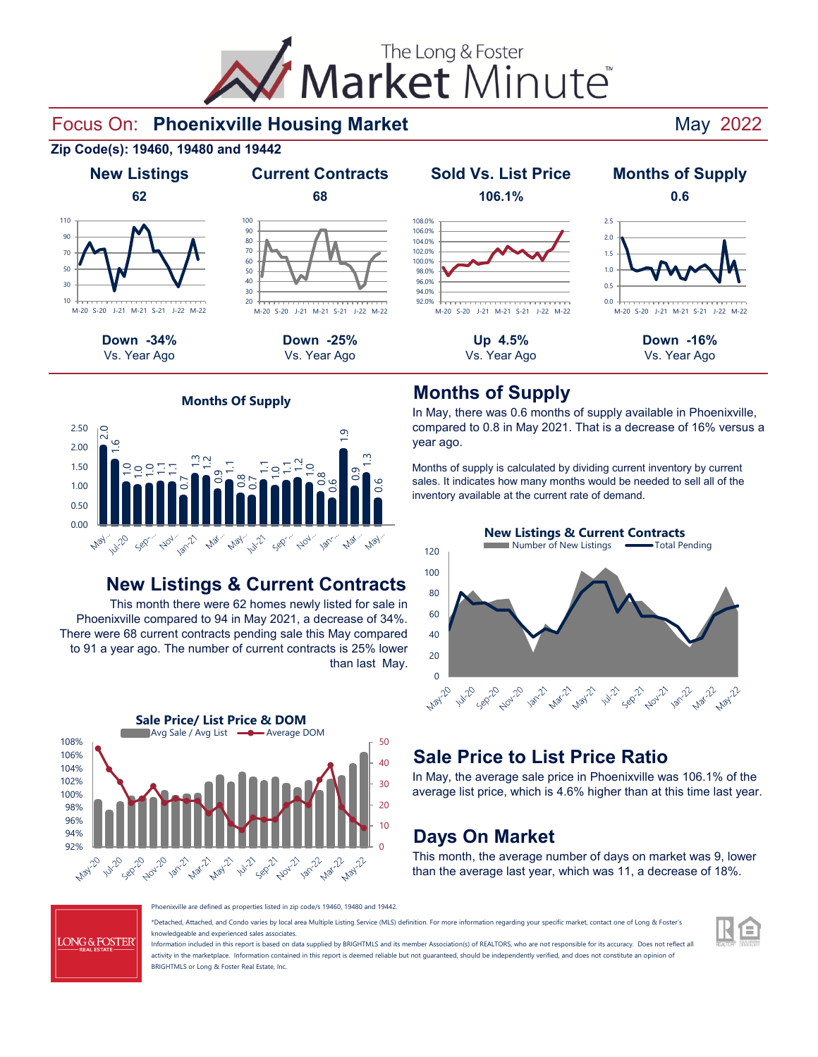# The Long & Foster Market Minute™

## Focus On: Phoenixville Housing Market

May 2022

**Zip Code(s): 19460, 19480 and 19442**

**New Listings**

**62**

**Down -34%**
Vs. Year Ago

**Current Contracts**

**68**

**Down -25%**
Vs. Year Ago

**Sold Vs. List Price**

**106.1%**

**Up 4.5%**
Vs. Year Ago

**Months of Supply**

**0.6**

**Down -16%**
Vs. Year Ago

**Months Of Supply**

## Months of Supply

In May, there was 0.6 months of supply available in Phoenixville, compared to 0.8 in May 2021. That is a decrease of 16% versus a year ago.

Months of supply is calculated by dividing current inventory by current sales. It indicates how many months would be needed to sell all of the inventory available at the current rate of demand.

## New Listings & Current Contracts

This month there were 62 homes newly listed for sale in Phoenixville compared to 94 in May 2021, a decrease of 34%. There were 68 current contracts pending sale this May compared to 91 a year ago. The number of current contracts is 25% lower than last May.

**New Listings & Current Contracts**

Number of New Listings — Total Pending

**Sale Price/ List Price & DOM**

Avg Sale / Avg List — Average DOM

## Sale Price to List Price Ratio

In May, the average sale price in Phoenixville was 106.1% of the average list price, which is 4.6% higher than at this time last year.

## Days On Market

This month, the average number of days on market was 9, lower than the average last year, which was 11, a decrease of 18%.

Phoenixville are defined as properties listed in zip code/s 19460, 19480 and 19442.

*Detached, Attached, and Condo varies by local area Multiple Listing Service (MLS) definition. For more information regarding your specific market, contact one of Long & Foster's knowledgeable and experienced sales associates.

Information included in this report is based on data supplied by BRIGHTMLS and its member Association(s) of REALTORS, who are not responsible for its accuracy. Does not reflect all activity in the marketplace. Information contained in this report is deemed reliable but not guaranteed, should be independently verified, and does not constitute an opinion of BRIGHTMLS or Long & Foster Real Estate, Inc.